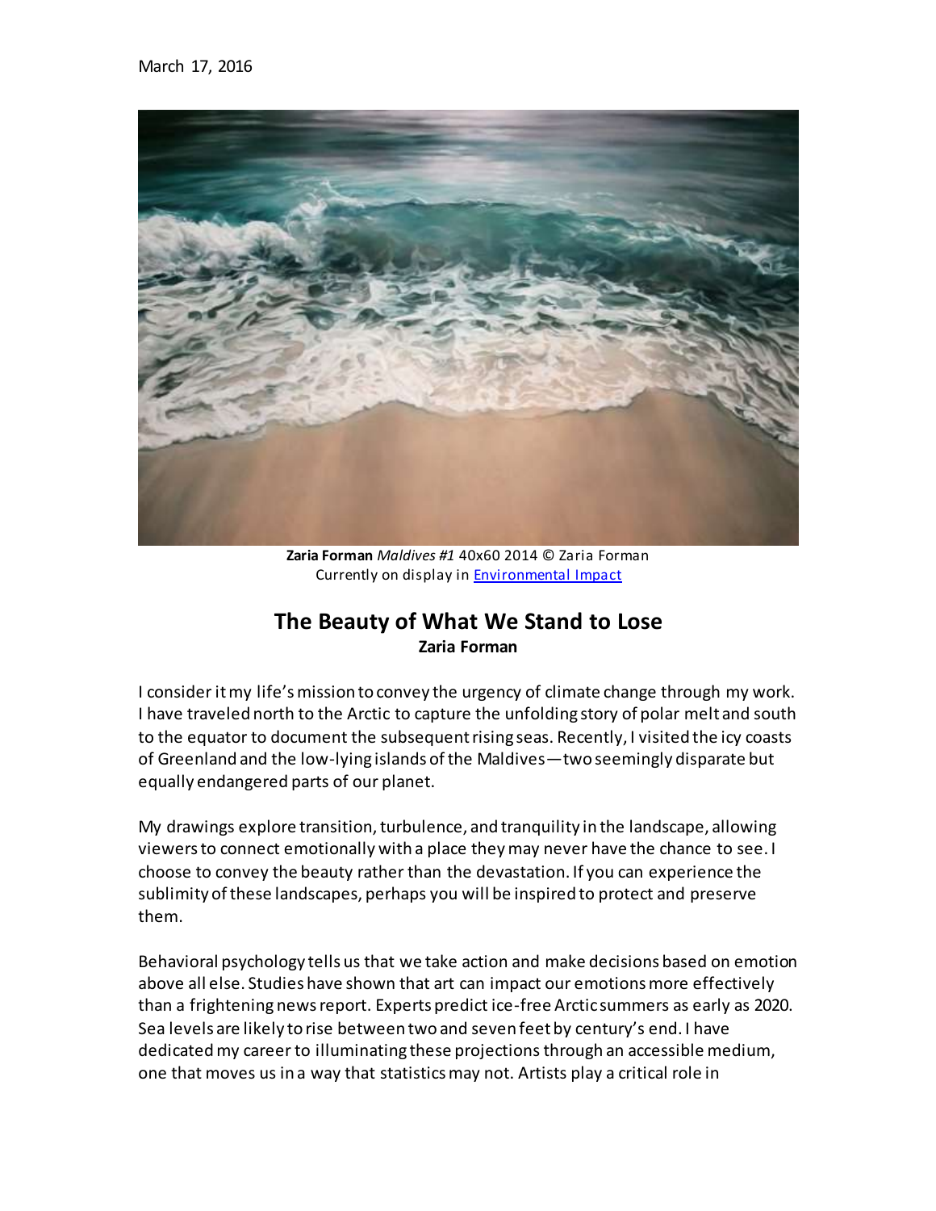March 17, 2016

**Zaria Forman** *Maldives #1* 40x60 2014 © Zaria Forman
Currently on display in Environmental Impact

# The Beauty of What We Stand to Lose

**Zaria Forman**

I consider it my life's mission to convey the urgency of climate change through my work. I have traveled north to the Arctic to capture the unfolding story of polar melt and south to the equator to document the subsequent rising seas. Recently, I visited the icy coasts of Greenland and the low-lying islands of the Maldives—two seemingly disparate but equally endangered parts of our planet.

My drawings explore transition, turbulence, and tranquility in the landscape, allowing viewers to connect emotionally with a place they may never have the chance to see. I choose to convey the beauty rather than the devastation. If you can experience the sublimity of these landscapes, perhaps you will be inspired to protect and preserve them.

Behavioral psychology tells us that we take action and make decisions based on emotion above all else. Studies have shown that art can impact our emotions more effectively than a frightening news report. Experts predict ice-free Arctic summers as early as 2020. Sea levels are likely to rise between two and seven feet by century's end. I have dedicated my career to illuminating these projections through an accessible medium, one that moves us in a way that statistics may not. Artists play a critical role in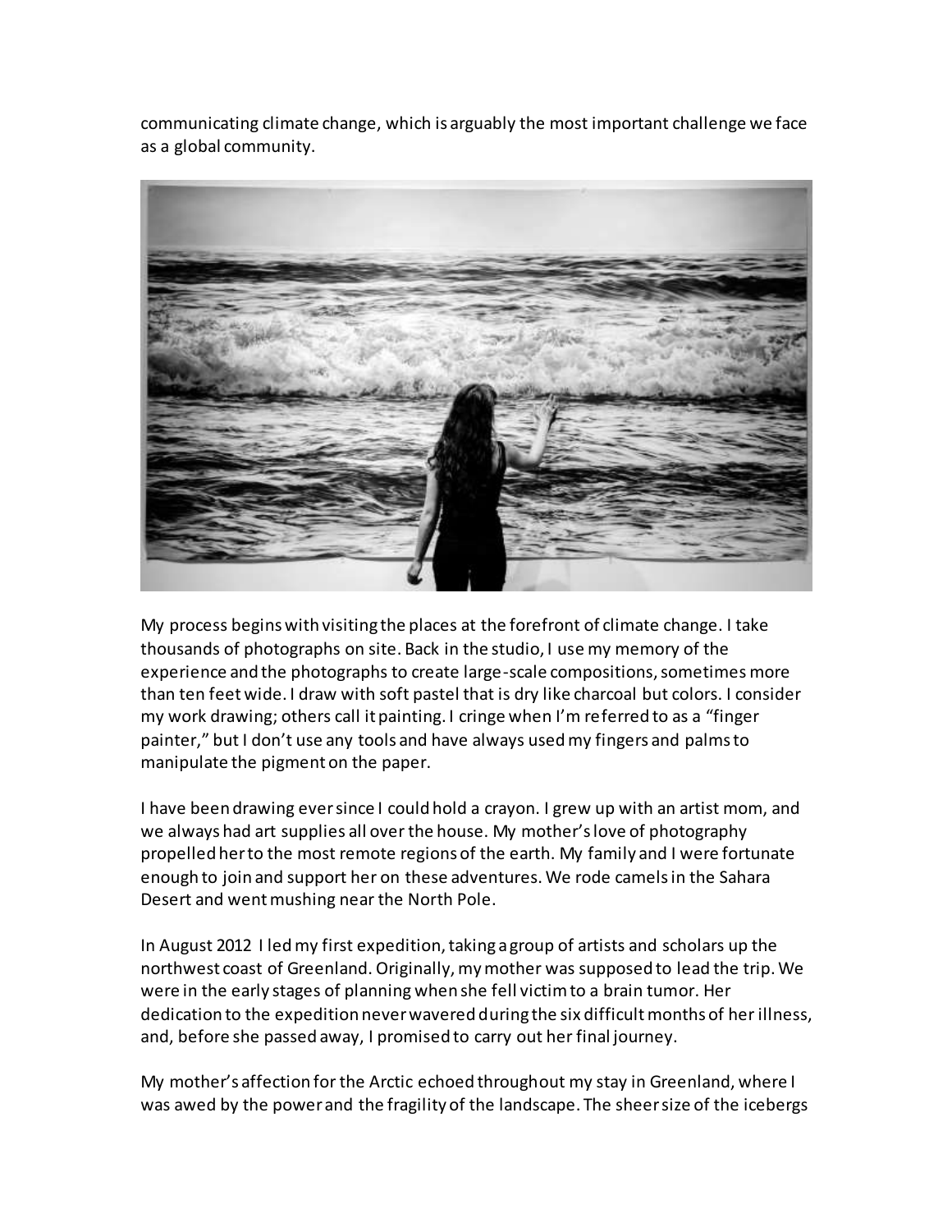communicating climate change, which is arguably the most important challenge we face as a global community.

My process begins with visiting the places at the forefront of climate change. I take thousands of photographs on site. Back in the studio, I use my memory of the experience and the photographs to create large-scale compositions, sometimes more than ten feet wide. I draw with soft pastel that is dry like charcoal but colors. I consider my work drawing; others call it painting. I cringe when I'm referred to as a "finger painter," but I don't use any tools and have always used my fingers and palms to manipulate the pigment on the paper.

I have been drawing ever since I could hold a crayon. I grew up with an artist mom, and we always had art supplies all over the house. My mother's love of photography propelled her to the most remote regions of the earth. My family and I were fortunate enough to join and support her on these adventures. We rode camels in the Sahara Desert and went mushing near the North Pole.

In August 2012 I led my first expedition, taking a group of artists and scholars up the northwest coast of Greenland. Originally, my mother was supposed to lead the trip. We were in the early stages of planning when she fell victim to a brain tumor. Her dedication to the expedition never wavered during the six difficult months of her illness, and, before she passed away, I promised to carry out her final journey.

My mother's affection for the Arctic echoed throughout my stay in Greenland, where I was awed by the power and the fragility of the landscape. The sheer size of the icebergs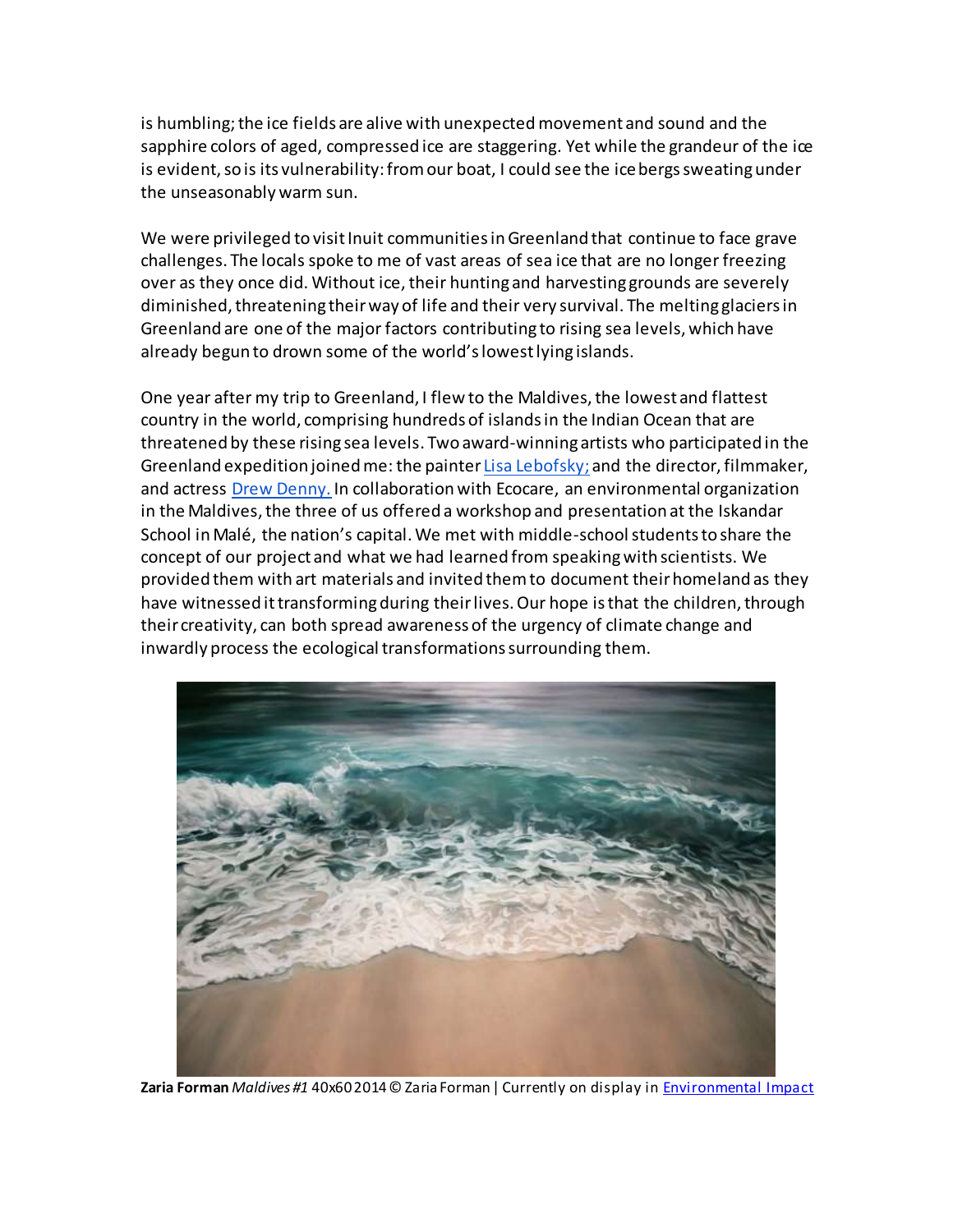is humbling; the ice fields are alive with unexpected movement and sound and the sapphire colors of aged, compressed ice are staggering. Yet while the grandeur of the ice is evident, so is its vulnerability: from our boat, I could see the icebergs sweating under the unseasonably warm sun.

We were privileged to visit Inuit communities in Greenland that continue to face grave challenges. The locals spoke to me of vast areas of sea ice that are no longer freezing over as they once did. Without ice, their hunting and harvesting grounds are severely diminished, threatening their way of life and their very survival. The melting glaciers in Greenland are one of the major factors contributing to rising sea levels, which have already begun to drown some of the world's lowest lying islands.

One year after my trip to Greenland, I flew to the Maldives, the lowest and flattest country in the world, comprising hundreds of islands in the Indian Ocean that are threatened by these rising sea levels. Two award-winning artists who participated in the Greenland expedition joined me: the painter [Lisa Lebofsky;] and the director, filmmaker, and actress [Drew Denny.] In collaboration with Ecocare, an environmental organization in the Maldives, the three of us offered a workshop and presentation at the Iskandar School in Malé, the nation's capital. We met with middle-school students to share the concept of our project and what we had learned from speaking with scientists. We provided them with art materials and invited them to document their homeland as they have witnessed it transforming during their lives. Our hope is that the children, through their creativity, can both spread awareness of the urgency of climate change and inwardly process the ecological transformations surrounding them.

**Zaria Forman** *Maldives #1* 40x60 2014 © Zaria Forman | Currently on display in [Environmental Impact]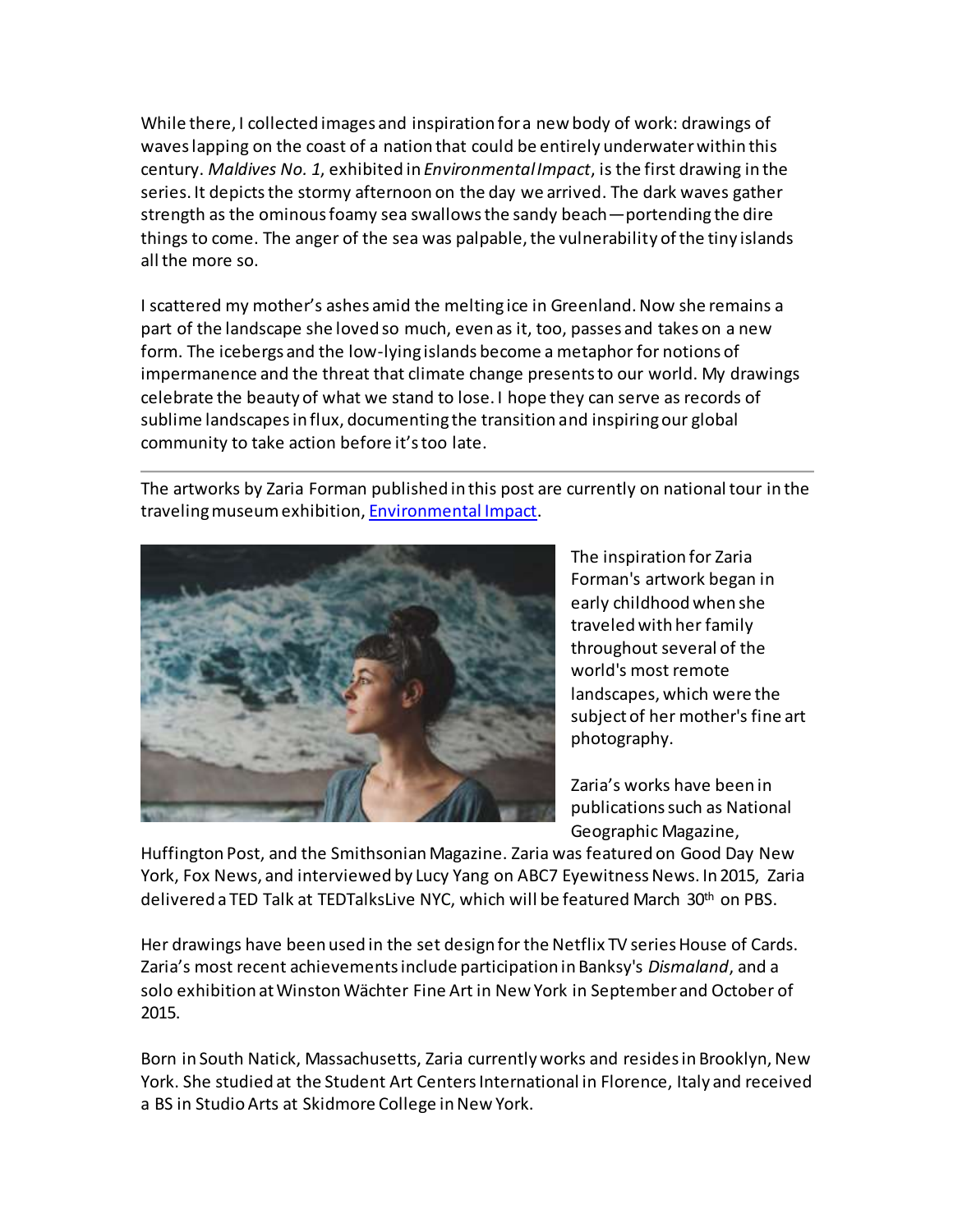While there, I collected images and inspiration for a new body of work: drawings of waves lapping on the coast of a nation that could be entirely underwater within this century. *Maldives No. 1*, exhibited in *Environmental Impact*, is the first drawing in the series. It depicts the stormy afternoon on the day we arrived. The dark waves gather strength as the ominous foamy sea swallows the sandy beach—portending the dire things to come. The anger of the sea was palpable, the vulnerability of the tiny islands all the more so.

I scattered my mother's ashes amid the melting ice in Greenland. Now she remains a part of the landscape she loved so much, even as it, too, passes and takes on a new form. The icebergs and the low-lying islands become a metaphor for notions of impermanence and the threat that climate change presents to our world. My drawings celebrate the beauty of what we stand to lose. I hope they can serve as records of sublime landscapes in flux, documenting the transition and inspiring our global community to take action before it's too late.

---

The artworks by Zaria Forman published in this post are currently on national tour in the traveling museum exhibition, Environmental Impact.

The inspiration for Zaria Forman's artwork began in early childhood when she traveled with her family throughout several of the world's most remote landscapes, which were the subject of her mother's fine art photography.

Zaria's works have been in publications such as National Geographic Magazine, Huffington Post, and the Smithsonian Magazine. Zaria was featured on Good Day New York, Fox News, and interviewed by Lucy Yang on ABC7 Eyewitness News. In 2015, Zaria delivered a TED Talk at TEDTalksLive NYC, which will be featured March 30th on PBS.

Her drawings have been used in the set design for the Netflix TV series House of Cards. Zaria's most recent achievements include participation in Banksy's *Dismaland*, and a solo exhibition at Winston Wächter Fine Art in New York in September and October of 2015.

Born in South Natick, Massachusetts, Zaria currently works and resides in Brooklyn, New York. She studied at the Student Art Centers International in Florence, Italy and received a BS in Studio Arts at Skidmore College in New York.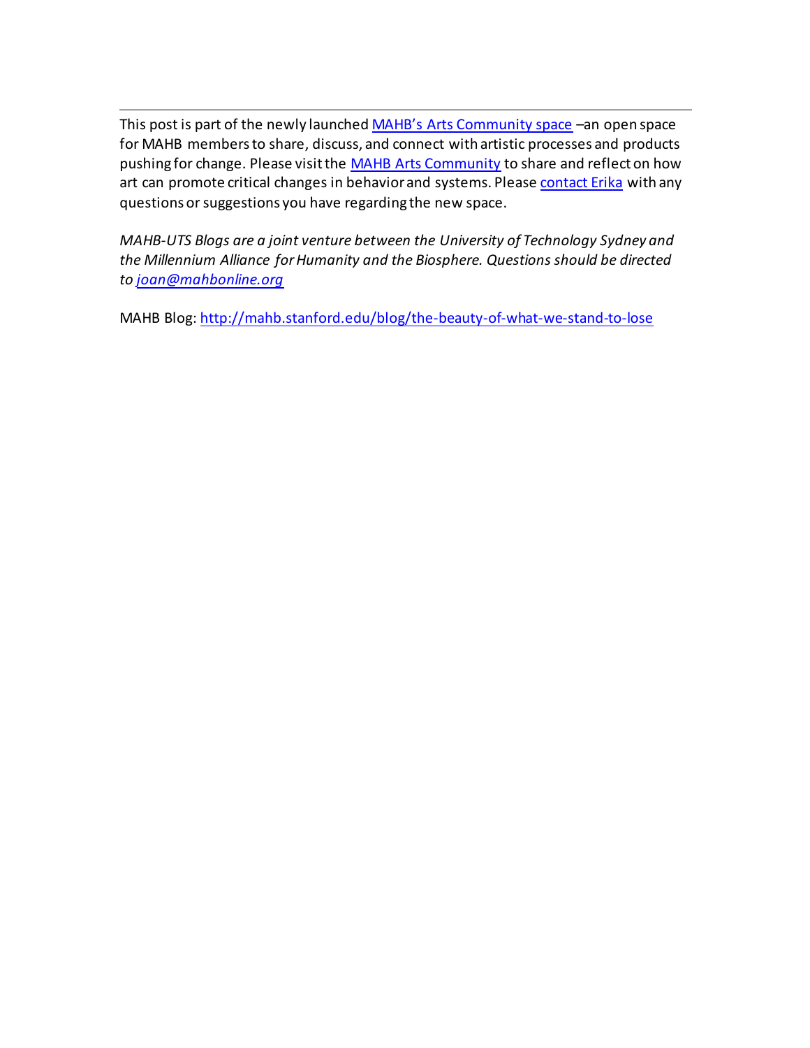---

This post is part of the newly launched [MAHB's Arts Community space](#) –an open space for MAHB members to share, discuss, and connect with artistic processes and products pushing for change. Please visit the [MAHB Arts Community](#) to share and reflect on how art can promote critical changes in behavior and systems. Please [contact Erika](#) with any questions or suggestions you have regarding the new space.

*MAHB-UTS Blogs are a joint venture between the University of Technology Sydney and the Millennium Alliance for Humanity and the Biosphere. Questions should be directed to [joan@mahbonline.org](mailto:joan@mahbonline.org)*

MAHB Blog: http://mahb.stanford.edu/blog/the-beauty-of-what-we-stand-to-lose